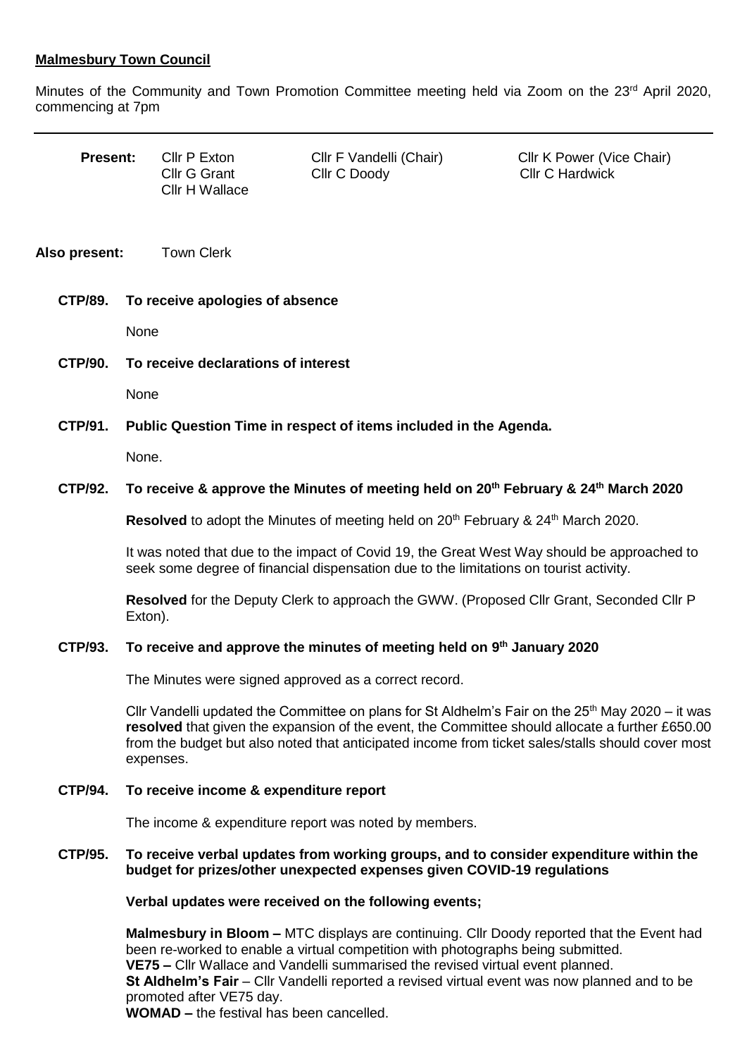**Malmesbury Town Council**

Minutes of the Community and Town Promotion Committee meeting held via Zoom on the 23rd April 2020, commencing at 7pm

---

**Present:** Cllr P Exton, Cllr F Vandelli (Chair), Cllr K Power (Vice Chair), Cllr G Grant, Cllr C Doody, Cllr C Hardwick, Cllr H Wallace

**Also present:** Town Clerk

**CTP/89. To receive apologies of absence**

None

**CTP/90. To receive declarations of interest**

None

**CTP/91. Public Question Time in respect of items included in the Agenda.**

None.

**CTP/92. To receive & approve the Minutes of meeting held on 20th February & 24th March 2020**

**Resolved** to adopt the Minutes of meeting held on 20th February & 24th March 2020.

It was noted that due to the impact of Covid 19, the Great West Way should be approached to seek some degree of financial dispensation due to the limitations on tourist activity.

**Resolved** for the Deputy Clerk to approach the GWW. (Proposed Cllr Grant, Seconded Cllr P Exton).

**CTP/93. To receive and approve the minutes of meeting held on 9th January 2020**

The Minutes were signed approved as a correct record.

Cllr Vandelli updated the Committee on plans for St Aldhelm's Fair on the 25th May 2020 – it was **resolved** that given the expansion of the event, the Committee should allocate a further £650.00 from the budget but also noted that anticipated income from ticket sales/stalls should cover most expenses.

**CTP/94. To receive income & expenditure report**

The income & expenditure report was noted by members.

**CTP/95. To receive verbal updates from working groups, and to consider expenditure within the budget for prizes/other unexpected expenses given COVID-19 regulations**

**Verbal updates were received on the following events;**

**Malmesbury in Bloom –** MTC displays are continuing. Cllr Doody reported that the Event had been re-worked to enable a virtual competition with photographs being submitted.
**VE75 –** Cllr Wallace and Vandelli summarised the revised virtual event planned.
**St Aldhelm's Fair** – Cllr Vandelli reported a revised virtual event was now planned and to be promoted after VE75 day.
**WOMAD –** the festival has been cancelled.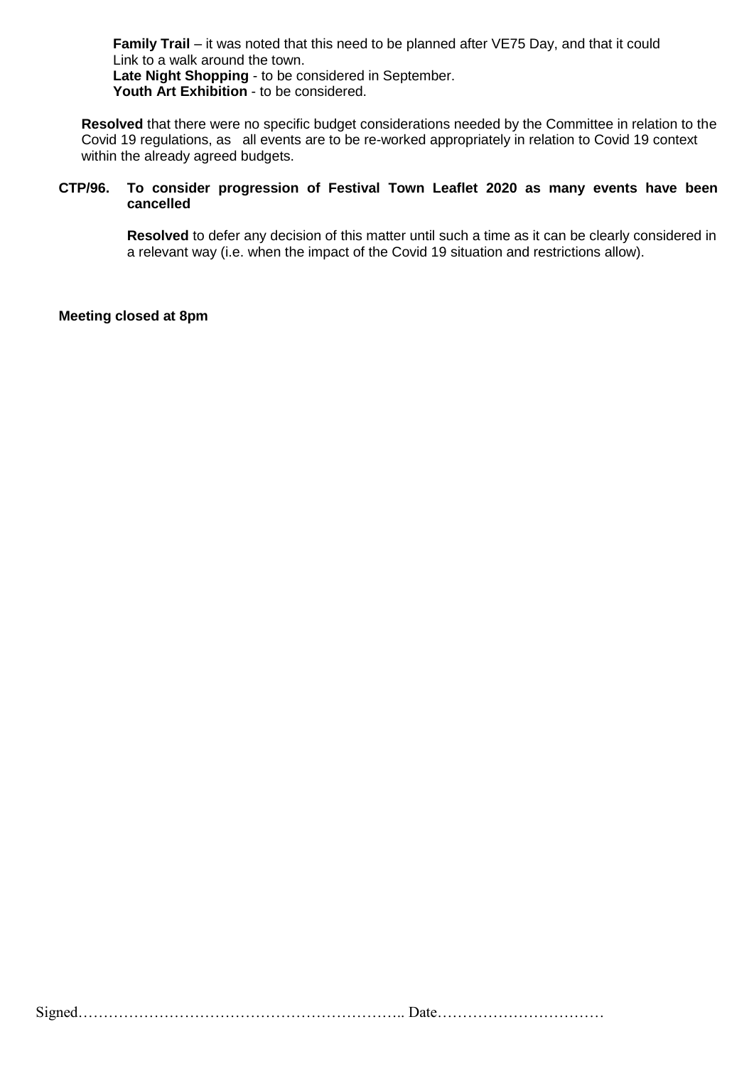**Family Trail** – it was noted that this need to be planned after VE75 Day, and that it could Link to a walk around the town.
**Late Night Shopping** - to be considered in September.
**Youth Art Exhibition** - to be considered.

**Resolved** that there were no specific budget considerations needed by the Committee in relation to the Covid 19 regulations, as all events are to be re-worked appropriately in relation to Covid 19 context within the already agreed budgets.

**CTP/96. To consider progression of Festival Town Leaflet 2020 as many events have been cancelled**

**Resolved** to defer any decision of this matter until such a time as it can be clearly considered in a relevant way (i.e. when the impact of the Covid 19 situation and restrictions allow).

**Meeting closed at 8pm**

Signed……………………………………………………….. Date……………………………